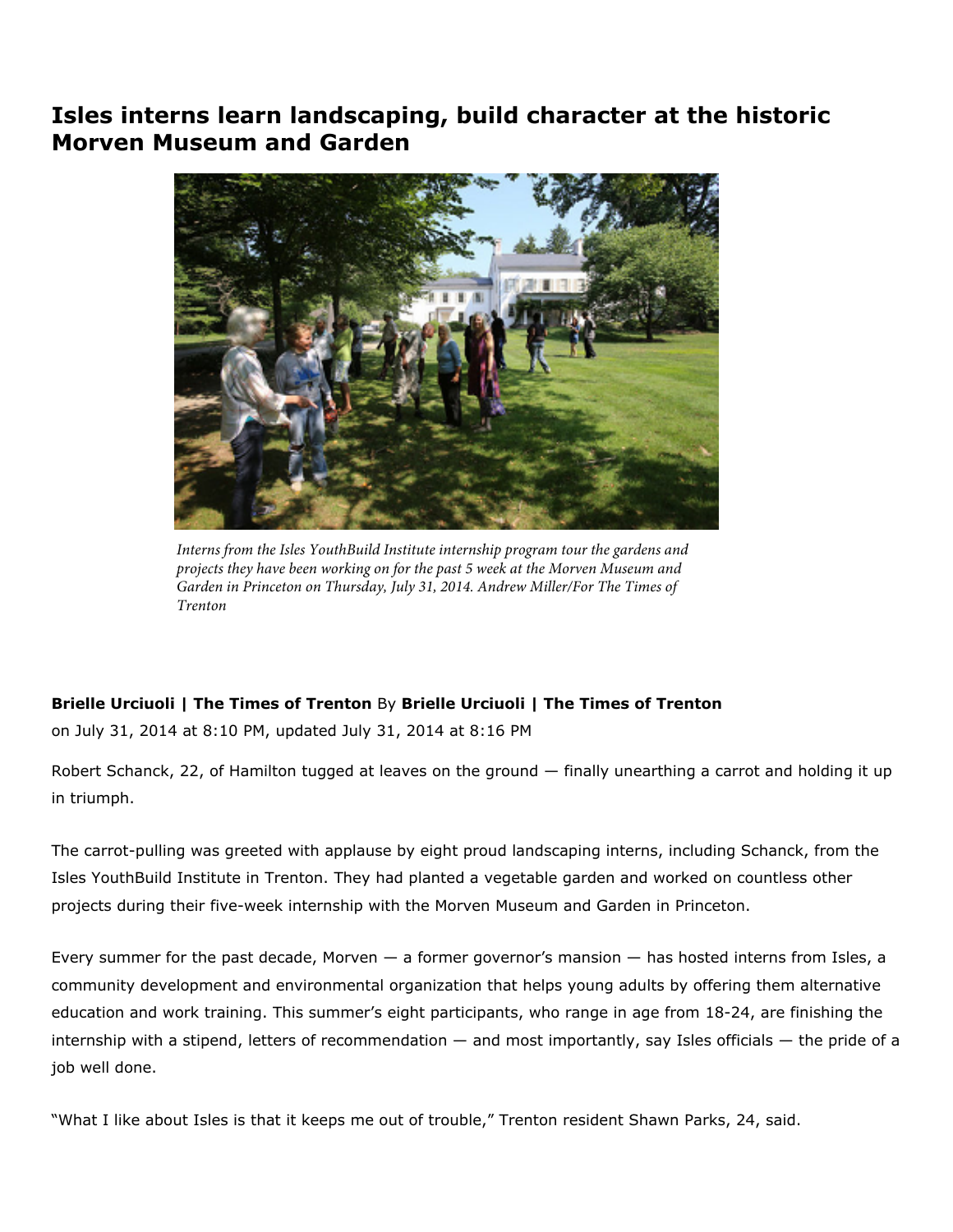# Isles interns learn landscaping, build character at the historic Morven Museum and Garden

*Interns from the Isles YouthBuild Institute internship program tour the gardens and projects they have been working on for the past 5 week at the Morven Museum and Garden in Princeton on Thursday, July 31, 2014. Andrew Miller/For The Times of Trenton*

**Brielle Urciuoli | The Times of Trenton** By **Brielle Urciuoli | The Times of Trenton**
on July 31, 2014 at 8:10 PM, updated July 31, 2014 at 8:16 PM

Robert Schanck, 22, of Hamilton tugged at leaves on the ground — finally unearthing a carrot and holding it up in triumph.

The carrot-pulling was greeted with applause by eight proud landscaping interns, including Schanck, from the Isles YouthBuild Institute in Trenton. They had planted a vegetable garden and worked on countless other projects during their five-week internship with the Morven Museum and Garden in Princeton.

Every summer for the past decade, Morven — a former governor's mansion — has hosted interns from Isles, a community development and environmental organization that helps young adults by offering them alternative education and work training. This summer's eight participants, who range in age from 18-24, are finishing the internship with a stipend, letters of recommendation — and most importantly, say Isles officials — the pride of a job well done.

"What I like about Isles is that it keeps me out of trouble," Trenton resident Shawn Parks, 24, said.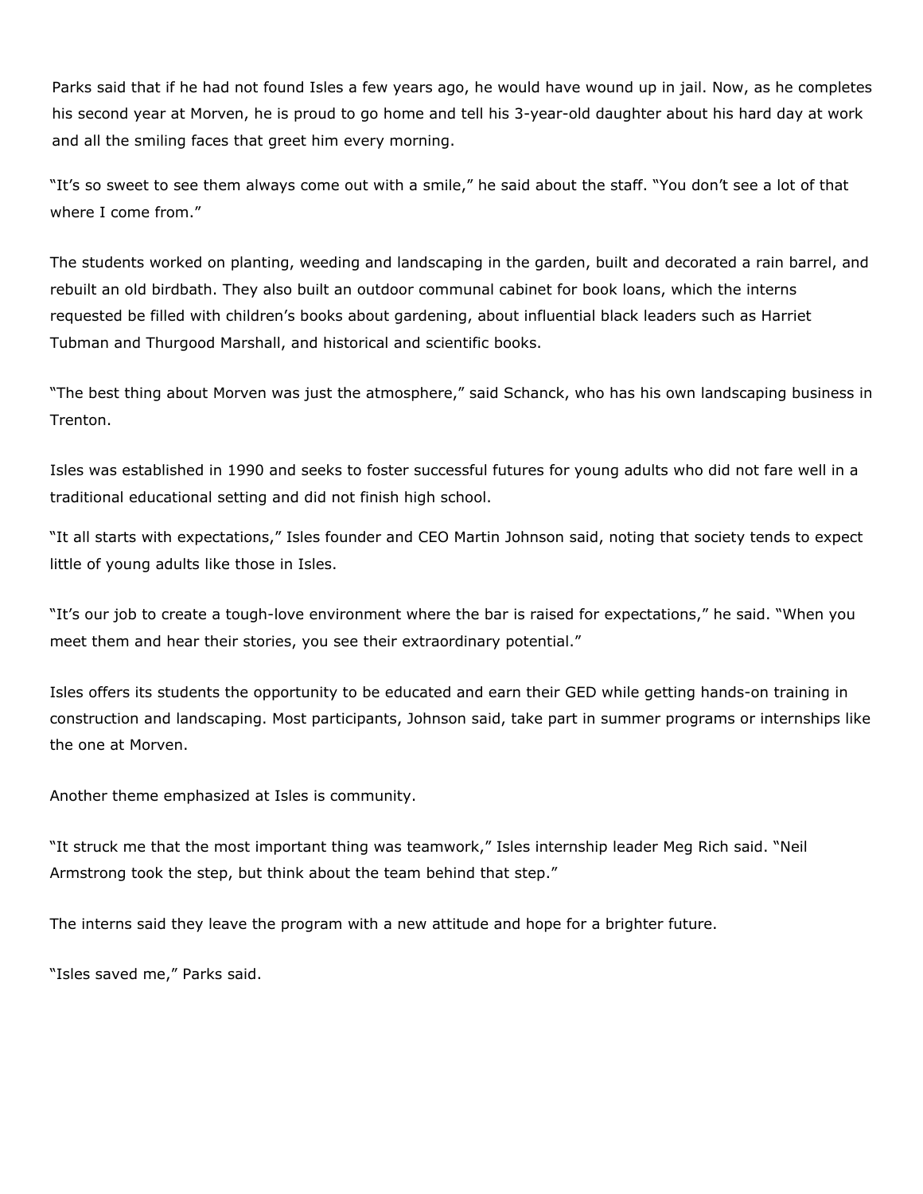Parks said that if he had not found Isles a few years ago, he would have wound up in jail. Now, as he completes his second year at Morven, he is proud to go home and tell his 3-year-old daughter about his hard day at work and all the smiling faces that greet him every morning.

"It's so sweet to see them always come out with a smile," he said about the staff. "You don't see a lot of that where I come from."

The students worked on planting, weeding and landscaping in the garden, built and decorated a rain barrel, and rebuilt an old birdbath. They also built an outdoor communal cabinet for book loans, which the interns requested be filled with children's books about gardening, about influential black leaders such as Harriet Tubman and Thurgood Marshall, and historical and scientific books.

"The best thing about Morven was just the atmosphere," said Schanck, who has his own landscaping business in Trenton.

Isles was established in 1990 and seeks to foster successful futures for young adults who did not fare well in a traditional educational setting and did not finish high school.

"It all starts with expectations," Isles founder and CEO Martin Johnson said, noting that society tends to expect little of young adults like those in Isles.

"It's our job to create a tough-love environment where the bar is raised for expectations," he said. "When you meet them and hear their stories, you see their extraordinary potential."

Isles offers its students the opportunity to be educated and earn their GED while getting hands-on training in construction and landscaping. Most participants, Johnson said, take part in summer programs or internships like the one at Morven.

Another theme emphasized at Isles is community.

"It struck me that the most important thing was teamwork," Isles internship leader Meg Rich said. "Neil Armstrong took the step, but think about the team behind that step."

The interns said they leave the program with a new attitude and hope for a brighter future.

"Isles saved me," Parks said.